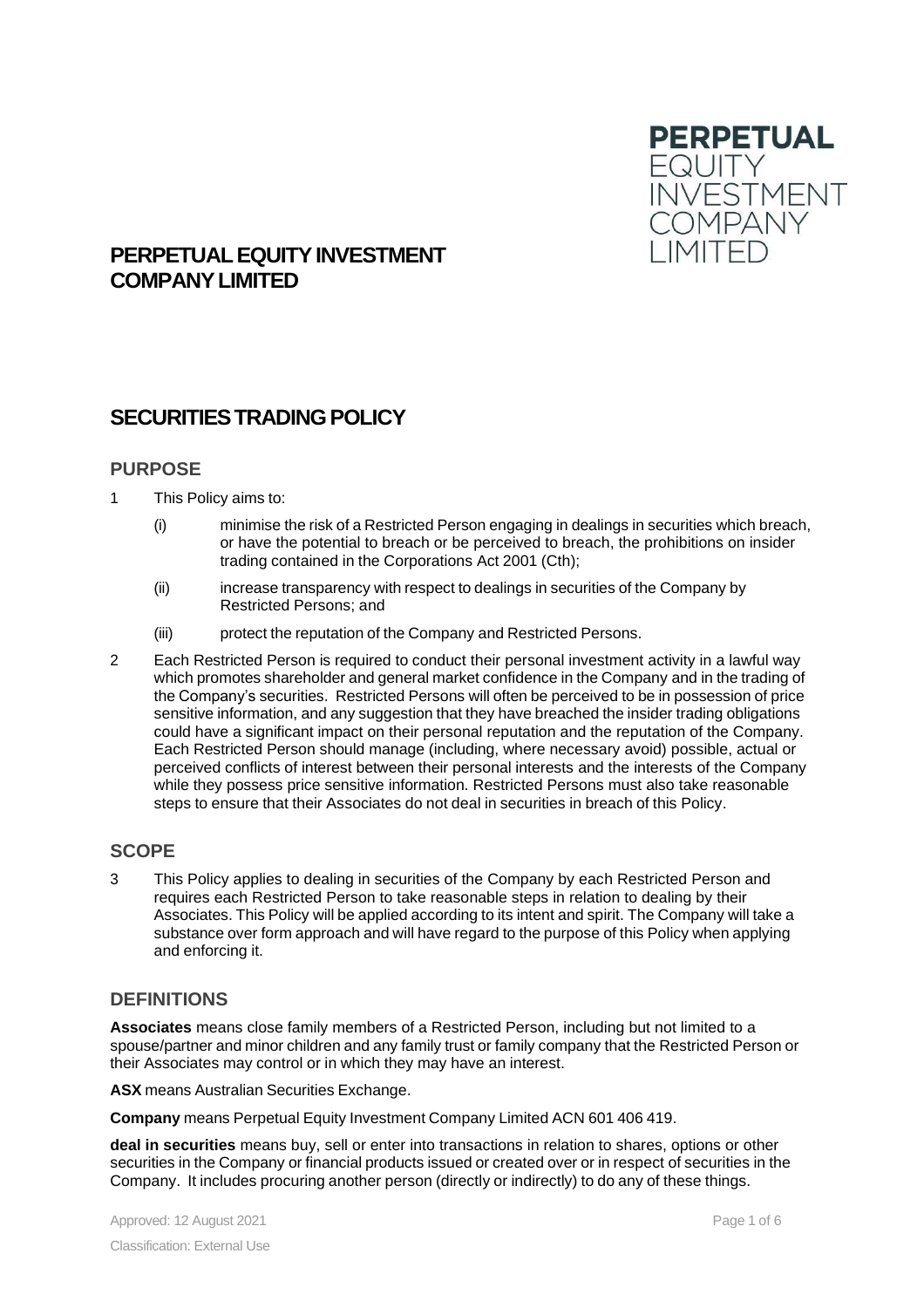# PERPETUAL EQUITY INVESTMENT COMPANY LIMITED

## SECURITIES TRADING POLICY

### PURPOSE

1 This Policy aims to:

(i) minimise the risk of a Restricted Person engaging in dealings in securities which breach, or have the potential to breach or be perceived to breach, the prohibitions on insider trading contained in the Corporations Act 2001 (Cth);

(ii) increase transparency with respect to dealings in securities of the Company by Restricted Persons; and

(iii) protect the reputation of the Company and Restricted Persons.

2 Each Restricted Person is required to conduct their personal investment activity in a lawful way which promotes shareholder and general market confidence in the Company and in the trading of the Company's securities. Restricted Persons will often be perceived to be in possession of price sensitive information, and any suggestion that they have breached the insider trading obligations could have a significant impact on their personal reputation and the reputation of the Company. Each Restricted Person should manage (including, where necessary avoid) possible, actual or perceived conflicts of interest between their personal interests and the interests of the Company while they possess price sensitive information. Restricted Persons must also take reasonable steps to ensure that their Associates do not deal in securities in breach of this Policy.

### SCOPE

3 This Policy applies to dealing in securities of the Company by each Restricted Person and requires each Restricted Person to take reasonable steps in relation to dealing by their Associates. This Policy will be applied according to its intent and spirit. The Company will take a substance over form approach and will have regard to the purpose of this Policy when applying and enforcing it.

### DEFINITIONS

**Associates** means close family members of a Restricted Person, including but not limited to a spouse/partner and minor children and any family trust or family company that the Restricted Person or their Associates may control or in which they may have an interest.

**ASX** means Australian Securities Exchange.

**Company** means Perpetual Equity Investment Company Limited ACN 601 406 419.

**deal in securities** means buy, sell or enter into transactions in relation to shares, options or other securities in the Company or financial products issued or created over or in respect of securities in the Company. It includes procuring another person (directly or indirectly) to do any of these things.

Approved: 12 August 2021

Classification: External Use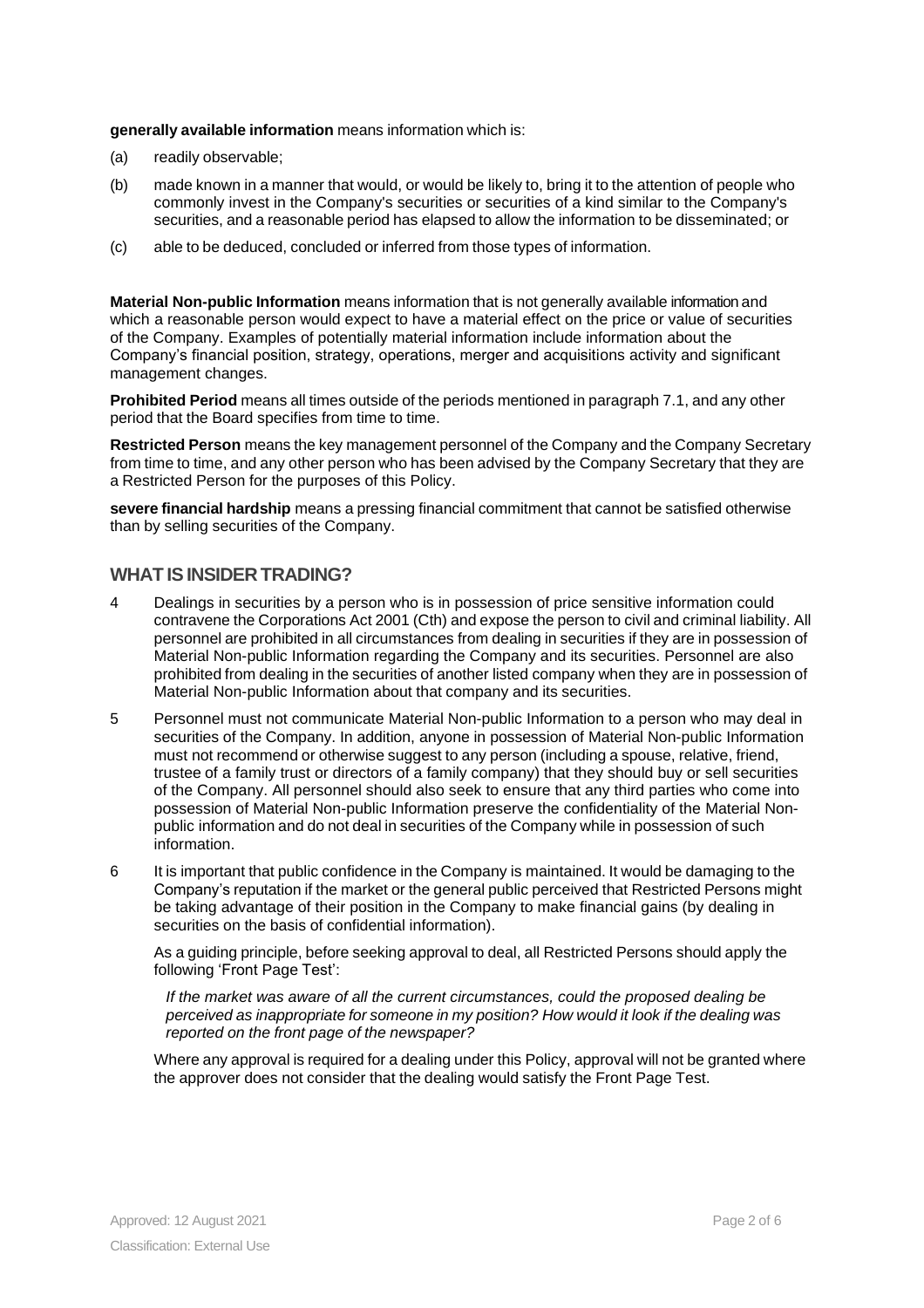**generally available information** means information which is:

(a) readily observable;

(b) made known in a manner that would, or would be likely to, bring it to the attention of people who commonly invest in the Company's securities or securities of a kind similar to the Company's securities, and a reasonable period has elapsed to allow the information to be disseminated; or

(c) able to be deduced, concluded or inferred from those types of information.

**Material Non-public Information** means information that is not generally available information and which a reasonable person would expect to have a material effect on the price or value of securities of the Company. Examples of potentially material information include information about the Company's financial position, strategy, operations, merger and acquisitions activity and significant management changes.

**Prohibited Period** means all times outside of the periods mentioned in paragraph 7.1, and any other period that the Board specifies from time to time.

**Restricted Person** means the key management personnel of the Company and the Company Secretary from time to time, and any other person who has been advised by the Company Secretary that they are a Restricted Person for the purposes of this Policy.

**severe financial hardship** means a pressing financial commitment that cannot be satisfied otherwise than by selling securities of the Company.

## WHAT IS INSIDER TRADING?

4 Dealings in securities by a person who is in possession of price sensitive information could contravene the Corporations Act 2001 (Cth) and expose the person to civil and criminal liability. All personnel are prohibited in all circumstances from dealing in securities if they are in possession of Material Non-public Information regarding the Company and its securities. Personnel are also prohibited from dealing in the securities of another listed company when they are in possession of Material Non-public Information about that company and its securities.

5 Personnel must not communicate Material Non-public Information to a person who may deal in securities of the Company. In addition, anyone in possession of Material Non-public Information must not recommend or otherwise suggest to any person (including a spouse, relative, friend, trustee of a family trust or directors of a family company) that they should buy or sell securities of the Company. All personnel should also seek to ensure that any third parties who come into possession of Material Non-public Information preserve the confidentiality of the Material Non-public information and do not deal in securities of the Company while in possession of such information.

6 It is important that public confidence in the Company is maintained. It would be damaging to the Company's reputation if the market or the general public perceived that Restricted Persons might be taking advantage of their position in the Company to make financial gains (by dealing in securities on the basis of confidential information).

As a guiding principle, before seeking approval to deal, all Restricted Persons should apply the following 'Front Page Test':

*If the market was aware of all the current circumstances, could the proposed dealing be perceived as inappropriate for someone in my position? How would it look if the dealing was reported on the front page of the newspaper?*

Where any approval is required for a dealing under this Policy, approval will not be granted where the approver does not consider that the dealing would satisfy the Front Page Test.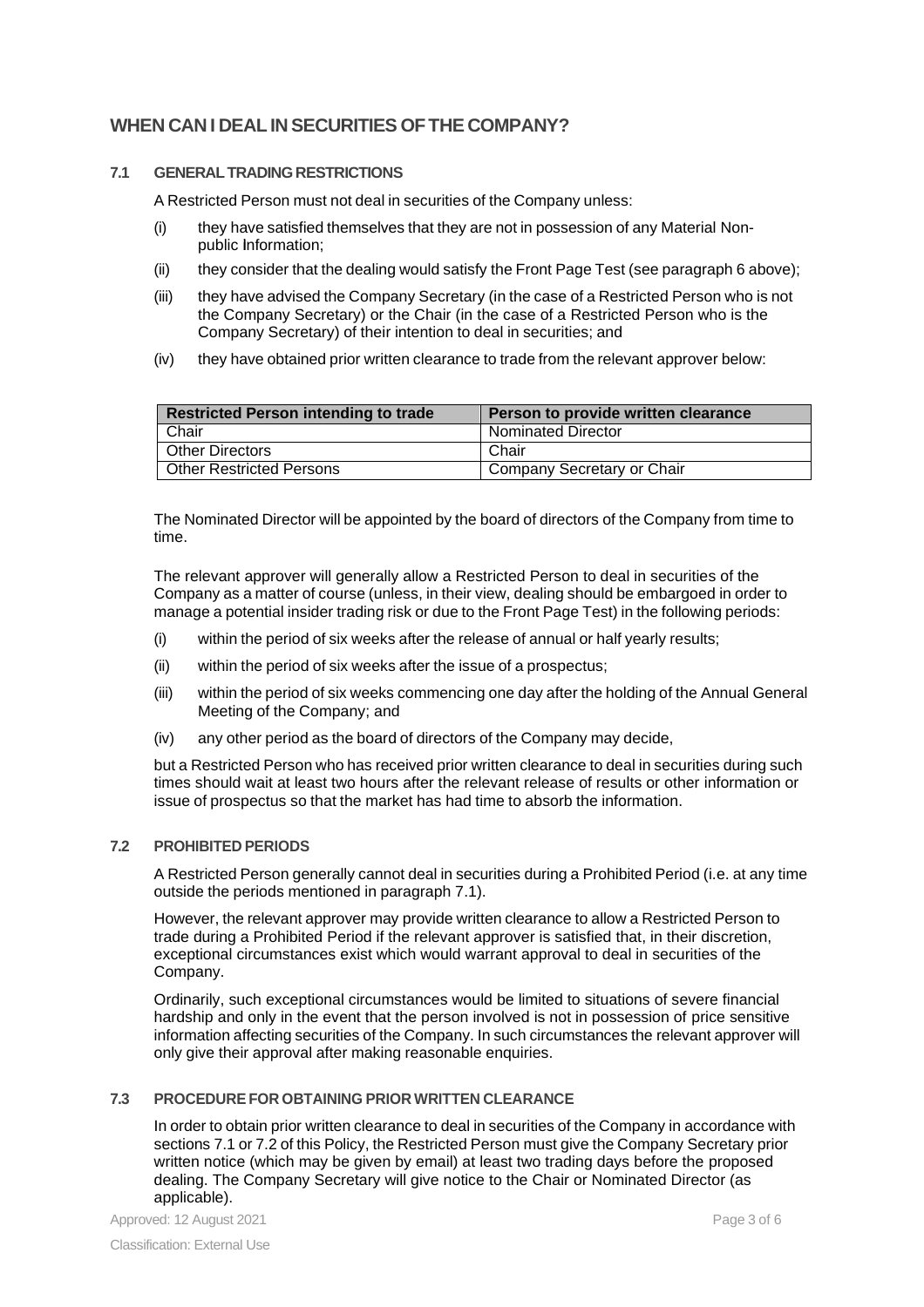## WHEN CAN I DEAL IN SECURITIES OF THE COMPANY?

### 7.1 GENERAL TRADING RESTRICTIONS

A Restricted Person must not deal in securities of the Company unless:

(i) they have satisfied themselves that they are not in possession of any Material Non-public Information;

(ii) they consider that the dealing would satisfy the Front Page Test (see paragraph 6 above);

(iii) they have advised the Company Secretary (in the case of a Restricted Person who is not the Company Secretary) or the Chair (in the case of a Restricted Person who is the Company Secretary) of their intention to deal in securities; and

(iv) they have obtained prior written clearance to trade from the relevant approver below:

| Restricted Person intending to trade | Person to provide written clearance |
|---|---|
| Chair | Nominated Director |
| Other Directors | Chair |
| Other Restricted Persons | Company Secretary or Chair |

The Nominated Director will be appointed by the board of directors of the Company from time to time.

The relevant approver will generally allow a Restricted Person to deal in securities of the Company as a matter of course (unless, in their view, dealing should be embargoed in order to manage a potential insider trading risk or due to the Front Page Test) in the following periods:

(i) within the period of six weeks after the release of annual or half yearly results;

(ii) within the period of six weeks after the issue of a prospectus;

(iii) within the period of six weeks commencing one day after the holding of the Annual General Meeting of the Company; and

(iv) any other period as the board of directors of the Company may decide,

but a Restricted Person who has received prior written clearance to deal in securities during such times should wait at least two hours after the relevant release of results or other information or issue of prospectus so that the market has had time to absorb the information.

### 7.2 PROHIBITED PERIODS

A Restricted Person generally cannot deal in securities during a Prohibited Period (i.e. at any time outside the periods mentioned in paragraph 7.1).

However, the relevant approver may provide written clearance to allow a Restricted Person to trade during a Prohibited Period if the relevant approver is satisfied that, in their discretion, exceptional circumstances exist which would warrant approval to deal in securities of the Company.

Ordinarily, such exceptional circumstances would be limited to situations of severe financial hardship and only in the event that the person involved is not in possession of price sensitive information affecting securities of the Company. In such circumstances the relevant approver will only give their approval after making reasonable enquiries.

### 7.3 PROCEDURE FOR OBTAINING PRIOR WRITTEN CLEARANCE

In order to obtain prior written clearance to deal in securities of the Company in accordance with sections 7.1 or 7.2 of this Policy, the Restricted Person must give the Company Secretary prior written notice (which may be given by email) at least two trading days before the proposed dealing. The Company Secretary will give notice to the Chair or Nominated Director (as applicable).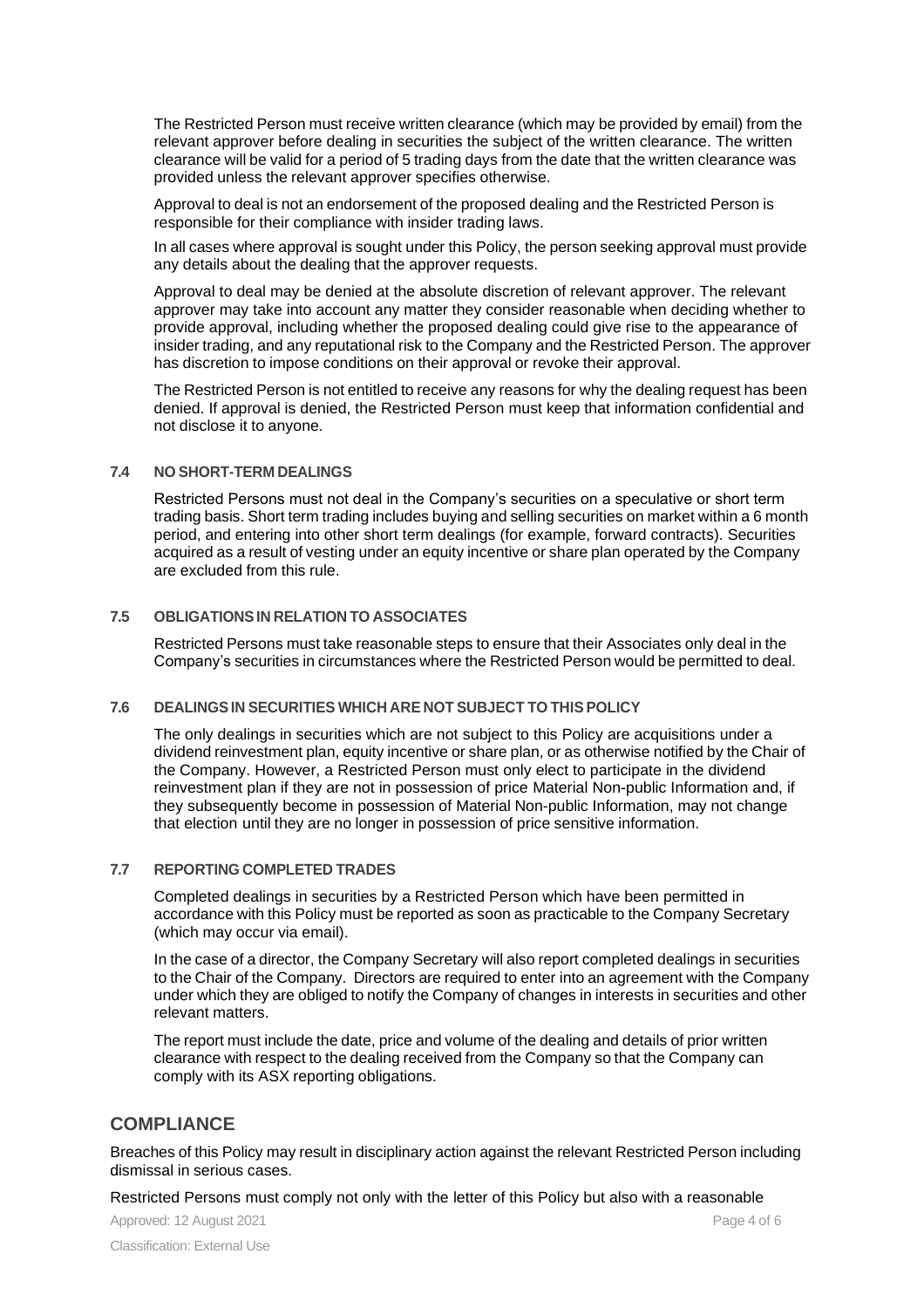The Restricted Person must receive written clearance (which may be provided by email) from the relevant approver before dealing in securities the subject of the written clearance. The written clearance will be valid for a period of 5 trading days from the date that the written clearance was provided unless the relevant approver specifies otherwise.

Approval to deal is not an endorsement of the proposed dealing and the Restricted Person is responsible for their compliance with insider trading laws.

In all cases where approval is sought under this Policy, the person seeking approval must provide any details about the dealing that the approver requests.

Approval to deal may be denied at the absolute discretion of relevant approver. The relevant approver may take into account any matter they consider reasonable when deciding whether to provide approval, including whether the proposed dealing could give rise to the appearance of insider trading, and any reputational risk to the Company and the Restricted Person. The approver has discretion to impose conditions on their approval or revoke their approval.

The Restricted Person is not entitled to receive any reasons for why the dealing request has been denied. If approval is denied, the Restricted Person must keep that information confidential and not disclose it to anyone.

### 7.4 NO SHORT-TERM DEALINGS

Restricted Persons must not deal in the Company's securities on a speculative or short term trading basis. Short term trading includes buying and selling securities on market within a 6 month period, and entering into other short term dealings (for example, forward contracts). Securities acquired as a result of vesting under an equity incentive or share plan operated by the Company are excluded from this rule.

### 7.5 OBLIGATIONS IN RELATION TO ASSOCIATES

Restricted Persons must take reasonable steps to ensure that their Associates only deal in the Company's securities in circumstances where the Restricted Person would be permitted to deal.

### 7.6 DEALINGS IN SECURITIES WHICH ARE NOT SUBJECT TO THIS POLICY

The only dealings in securities which are not subject to this Policy are acquisitions under a dividend reinvestment plan, equity incentive or share plan, or as otherwise notified by the Chair of the Company. However, a Restricted Person must only elect to participate in the dividend reinvestment plan if they are not in possession of price Material Non-public Information and, if they subsequently become in possession of Material Non-public Information, may not change that election until they are no longer in possession of price sensitive information.

### 7.7 REPORTING COMPLETED TRADES

Completed dealings in securities by a Restricted Person which have been permitted in accordance with this Policy must be reported as soon as practicable to the Company Secretary (which may occur via email).

In the case of a director, the Company Secretary will also report completed dealings in securities to the Chair of the Company. Directors are required to enter into an agreement with the Company under which they are obliged to notify the Company of changes in interests in securities and other relevant matters.

The report must include the date, price and volume of the dealing and details of prior written clearance with respect to the dealing received from the Company so that the Company can comply with its ASX reporting obligations.

## COMPLIANCE

Breaches of this Policy may result in disciplinary action against the relevant Restricted Person including dismissal in serious cases.

Restricted Persons must comply not only with the letter of this Policy but also with a reasonable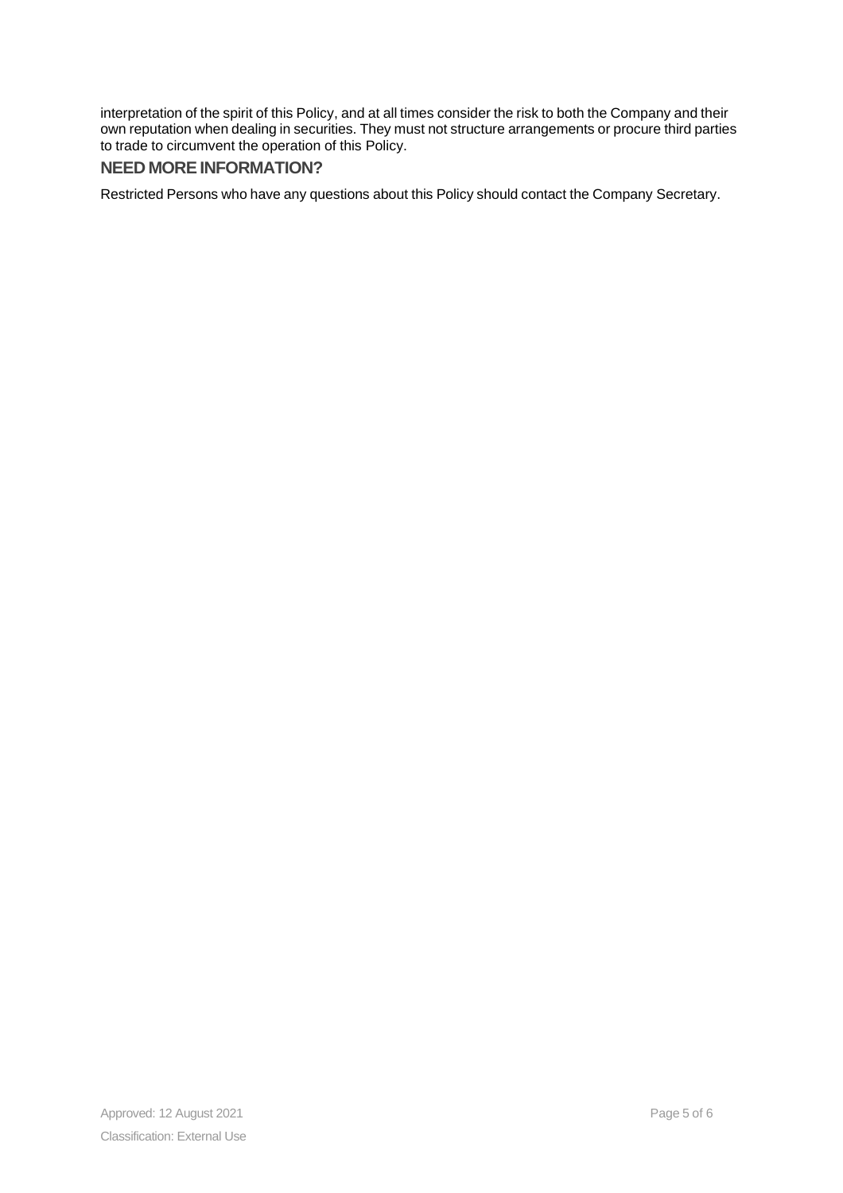interpretation of the spirit of this Policy, and at all times consider the risk to both the Company and their own reputation when dealing in securities. They must not structure arrangements or procure third parties to trade to circumvent the operation of this Policy.

## NEED MORE INFORMATION?

Restricted Persons who have any questions about this Policy should contact the Company Secretary.